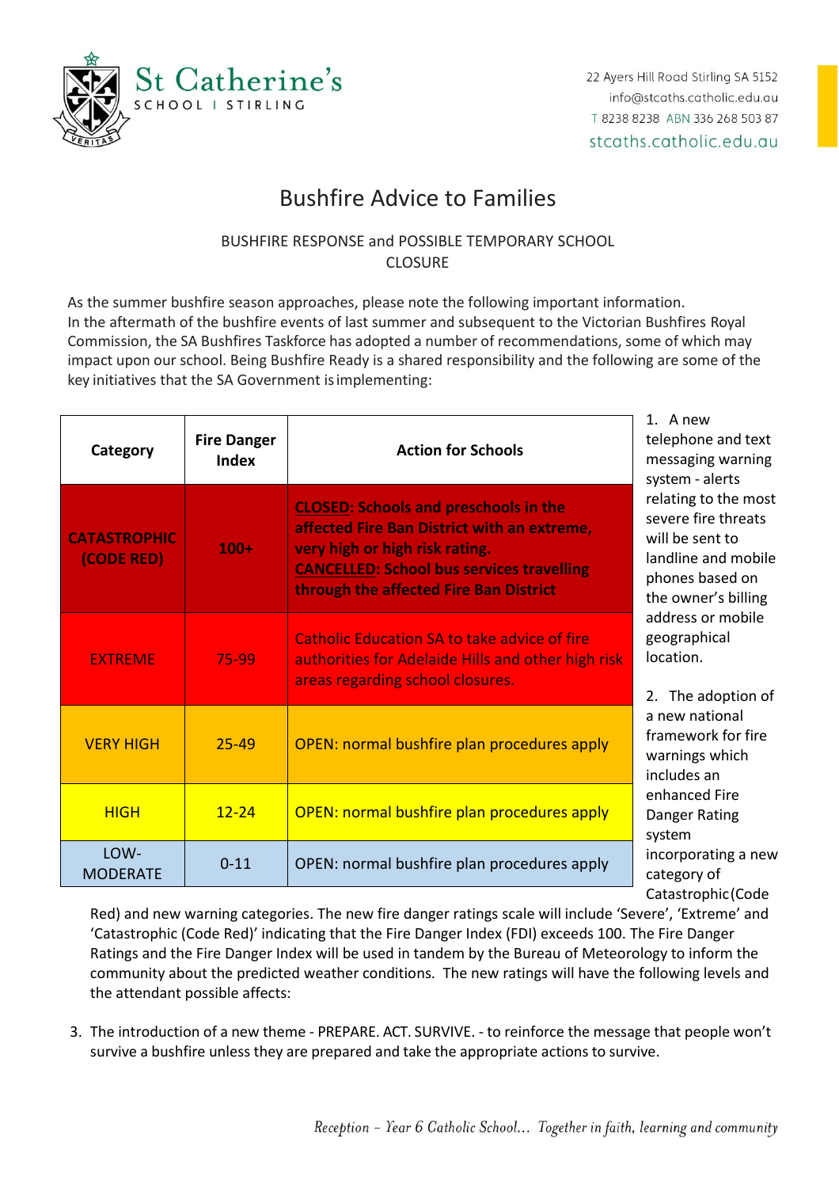St Catherine's
SCHOOL | STIRLING

22 Ayers Hill Road Stirling SA 5152
info@stcaths.catholic.edu.au
T 8238 8238 ABN 336 268 503 87
stcaths.catholic.edu.au

# Bushfire Advice to Families

BUSHFIRE RESPONSE and POSSIBLE TEMPORARY SCHOOL CLOSURE

As the summer bushfire season approaches, please note the following important information.
In the aftermath of the bushfire events of last summer and subsequent to the Victorian Bushfires Royal Commission, the SA Bushfires Taskforce has adopted a number of recommendations, some of which may impact upon our school. Being Bushfire Ready is a shared responsibility and the following are some of the key initiatives that the SA Government is implementing:

| Category | Fire Danger Index | Action for Schools |
|---|---|---|
| **CATASTROPHIC (CODE RED)** | **100+** | **CLOSED: Schools and preschools in the affected Fire Ban District with an extreme, very high or high risk rating. CANCELLED: School bus services travelling through the affected Fire Ban District** |
| EXTREME | 75-99 | Catholic Education SA to take advice of fire authorities for Adelaide Hills and other high risk areas regarding school closures. |
| VERY HIGH | 25-49 | OPEN: normal bushfire plan procedures apply |
| HIGH | 12-24 | OPEN: normal bushfire plan procedures apply |
| LOW-MODERATE | 0-11 | OPEN: normal bushfire plan procedures apply |

1. A new telephone and text messaging warning system - alerts relating to the most severe fire threats will be sent to landline and mobile phones based on the owner's billing address or mobile geographical location.

2. The adoption of a new national framework for fire warnings which includes an enhanced Fire Danger Rating system incorporating a new category of Catastrophic (Code Red) and new warning categories. The new fire danger ratings scale will include 'Severe', 'Extreme' and 'Catastrophic (Code Red)' indicating that the Fire Danger Index (FDI) exceeds 100. The Fire Danger Ratings and the Fire Danger Index will be used in tandem by the Bureau of Meteorology to inform the community about the predicted weather conditions. The new ratings will have the following levels and the attendant possible affects:

3. The introduction of a new theme - PREPARE. ACT. SURVIVE. - to reinforce the message that people won't survive a bushfire unless they are prepared and take the appropriate actions to survive.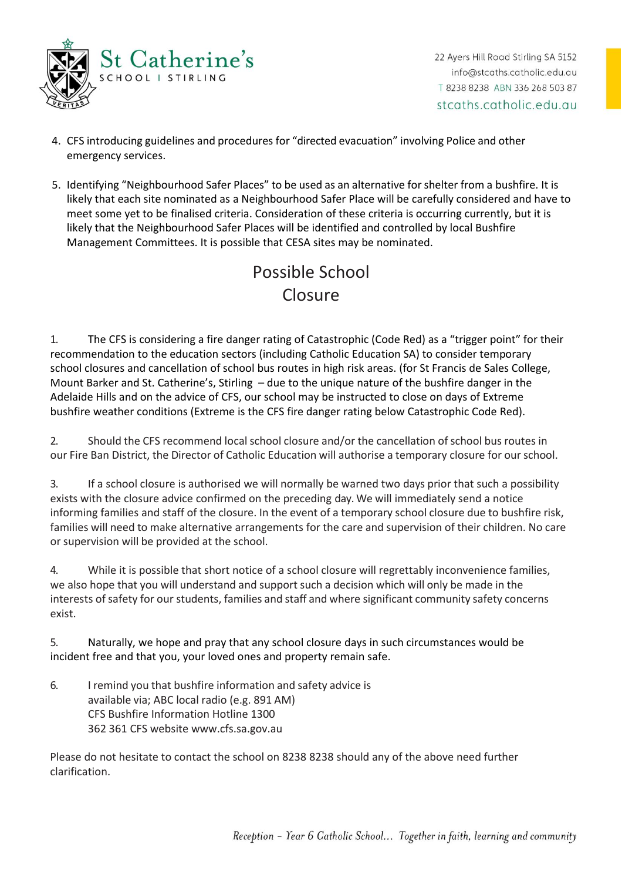4. CFS introducing guidelines and procedures for "directed evacuation" involving Police and other emergency services.

5. Identifying "Neighbourhood Safer Places" to be used as an alternative for shelter from a bushfire. It is likely that each site nominated as a Neighbourhood Safer Place will be carefully considered and have to meet some yet to be finalised criteria. Consideration of these criteria is occurring currently, but it is likely that the Neighbourhood Safer Places will be identified and controlled by local Bushfire Management Committees. It is possible that CESA sites may be nominated.

## Possible School Closure

1. The CFS is considering a fire danger rating of Catastrophic (Code Red) as a "trigger point" for their recommendation to the education sectors (including Catholic Education SA) to consider temporary school closures and cancellation of school bus routes in high risk areas. (for St Francis de Sales College, Mount Barker and St. Catherine's, Stirling – due to the unique nature of the bushfire danger in the Adelaide Hills and on the advice of CFS, our school may be instructed to close on days of Extreme bushfire weather conditions (Extreme is the CFS fire danger rating below Catastrophic Code Red).

2. Should the CFS recommend local school closure and/or the cancellation of school bus routes in our Fire Ban District, the Director of Catholic Education will authorise a temporary closure for our school.

3. If a school closure is authorised we will normally be warned two days prior that such a possibility exists with the closure advice confirmed on the preceding day. We will immediately send a notice informing families and staff of the closure. In the event of a temporary school closure due to bushfire risk, families will need to make alternative arrangements for the care and supervision of their children. No care or supervision will be provided at the school.

4. While it is possible that short notice of a school closure will regrettably inconvenience families, we also hope that you will understand and support such a decision which will only be made in the interests of safety for our students, families and staff and where significant community safety concerns exist.

5. Naturally, we hope and pray that any school closure days in such circumstances would be incident free and that you, your loved ones and property remain safe.

6. I remind you that bushfire information and safety advice is available via; ABC local radio (e.g. 891 AM)
CFS Bushfire Information Hotline 1300
362 361 CFS website www.cfs.sa.gov.au

Please do not hesitate to contact the school on 8238 8238 should any of the above need further clarification.